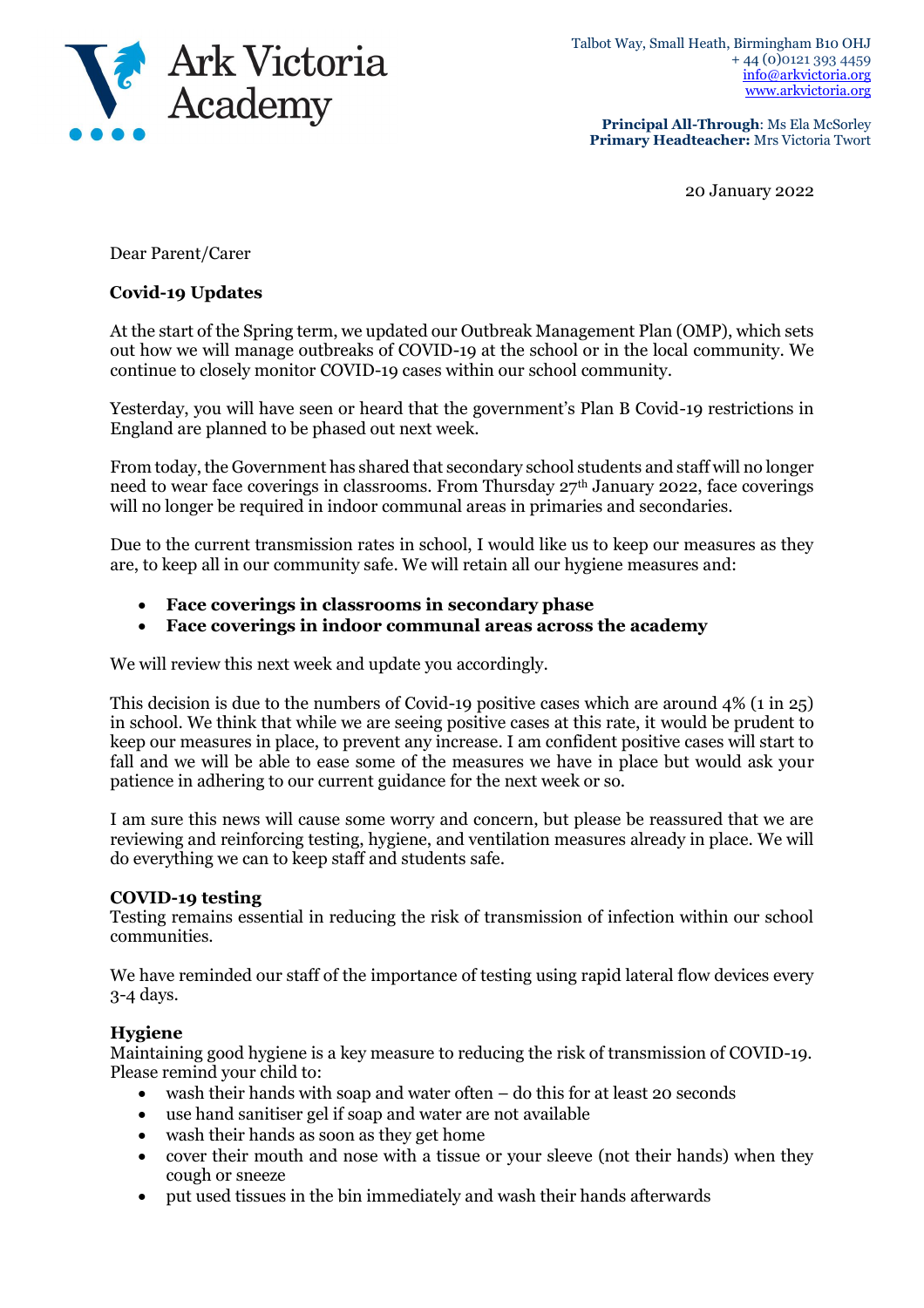Ark Victoria Academy

Talbot Way, Small Heath, Birmingham B10 OHJ
+ 44 (0)0121 393 4459
info@arkvictoria.org
www.arkvictoria.org

**Principal All-Through**: Ms Ela McSorley
**Primary Headteacher:** Mrs Victoria Twort

20 January 2022

Dear Parent/Carer

**Covid-19 Updates**

At the start of the Spring term, we updated our Outbreak Management Plan (OMP), which sets out how we will manage outbreaks of COVID-19 at the school or in the local community. We continue to closely monitor COVID-19 cases within our school community.

Yesterday, you will have seen or heard that the government's Plan B Covid-19 restrictions in England are planned to be phased out next week.

From today, the Government has shared that secondary school students and staff will no longer need to wear face coverings in classrooms. From Thursday 27th January 2022, face coverings will no longer be required in indoor communal areas in primaries and secondaries.

Due to the current transmission rates in school, I would like us to keep our measures as they are, to keep all in our community safe. We will retain all our hygiene measures and:

- **Face coverings in classrooms in secondary phase**
- **Face coverings in indoor communal areas across the academy**

We will review this next week and update you accordingly.

This decision is due to the numbers of Covid-19 positive cases which are around 4% (1 in 25) in school. We think that while we are seeing positive cases at this rate, it would be prudent to keep our measures in place, to prevent any increase. I am confident positive cases will start to fall and we will be able to ease some of the measures we have in place but would ask your patience in adhering to our current guidance for the next week or so.

I am sure this news will cause some worry and concern, but please be reassured that we are reviewing and reinforcing testing, hygiene, and ventilation measures already in place. We will do everything we can to keep staff and students safe.

**COVID-19 testing**

Testing remains essential in reducing the risk of transmission of infection within our school communities.

We have reminded our staff of the importance of testing using rapid lateral flow devices every 3-4 days.

**Hygiene**

Maintaining good hygiene is a key measure to reducing the risk of transmission of COVID-19. Please remind your child to:

- wash their hands with soap and water often – do this for at least 20 seconds
- use hand sanitiser gel if soap and water are not available
- wash their hands as soon as they get home
- cover their mouth and nose with a tissue or your sleeve (not their hands) when they cough or sneeze
- put used tissues in the bin immediately and wash their hands afterwards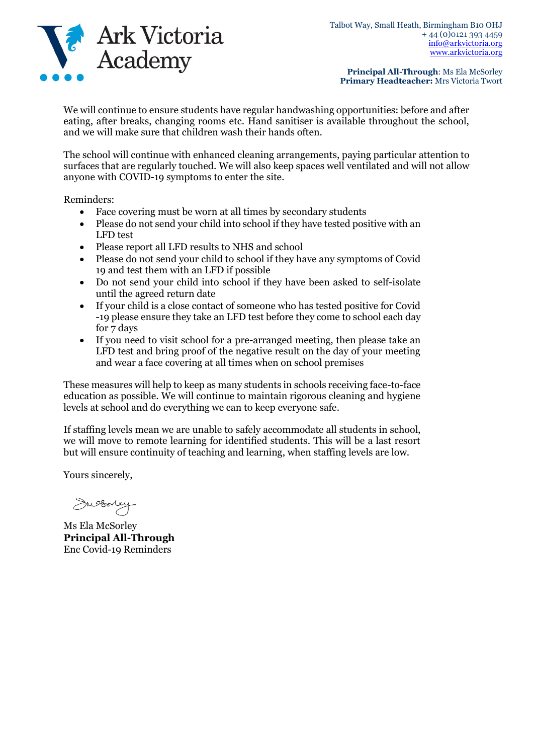We will continue to ensure students have regular handwashing opportunities: before and after eating, after breaks, changing rooms etc. Hand sanitiser is available throughout the school, and we will make sure that children wash their hands often.

The school will continue with enhanced cleaning arrangements, paying particular attention to surfaces that are regularly touched. We will also keep spaces well ventilated and will not allow anyone with COVID-19 symptoms to enter the site.

Reminders:

- Face covering must be worn at all times by secondary students
- Please do not send your child into school if they have tested positive with an LFD test
- Please report all LFD results to NHS and school
- Please do not send your child to school if they have any symptoms of Covid 19 and test them with an LFD if possible
- Do not send your child into school if they have been asked to self-isolate until the agreed return date
- If your child is a close contact of someone who has tested positive for Covid -19 please ensure they take an LFD test before they come to school each day for 7 days
- If you need to visit school for a pre-arranged meeting, then please take an LFD test and bring proof of the negative result on the day of your meeting and wear a face covering at all times when on school premises

These measures will help to keep as many students in schools receiving face-to-face education as possible. We will continue to maintain rigorous cleaning and hygiene levels at school and do everything we can to keep everyone safe.

If staffing levels mean we are unable to safely accommodate all students in school, we will move to remote learning for identified students. This will be a last resort but will ensure continuity of teaching and learning, when staffing levels are low.

Yours sincerely,

Ms Ela McSorley
**Principal All-Through**
Enc Covid-19 Reminders